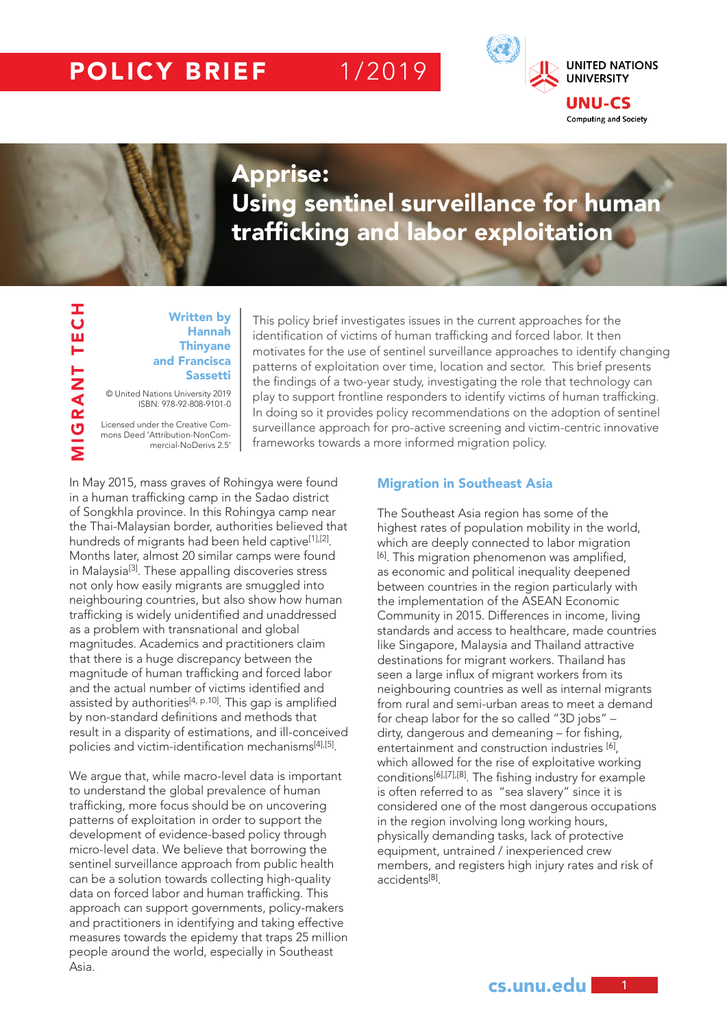POLICY BRIEF 1/2019

UNITED NATIONS UNIVERSITY
UNU-CS
Computing and Society

# Apprise: Using sentinel surveillance for human trafficking and labor exploitation

MIGRANT TECH

**Written by Hannah Thinyane and Francisca Sassetti**

© United Nations University 2019
ISBN: 978-92-808-9101-0

Licensed under the Creative Commons Deed 'Attribution-NonCommercial-NoDerivs 2.5'

This policy brief investigates issues in the current approaches for the identification of victims of human trafficking and forced labor. It then motivates for the use of sentinel surveillance approaches to identify changing patterns of exploitation over time, location and sector. This brief presents the findings of a two-year study, investigating the role that technology can play to support frontline responders to identify victims of human trafficking. In doing so it provides policy recommendations on the adoption of sentinel surveillance approach for pro-active screening and victim-centric innovative frameworks towards a more informed migration policy.

In May 2015, mass graves of Rohingya were found in a human trafficking camp in the Sadao district of Songkhla province. In this Rohingya camp near the Thai-Malaysian border, authorities believed that hundreds of migrants had been held captive[1],[2]. Months later, almost 20 similar camps were found in Malaysia[3]. These appalling discoveries stress not only how easily migrants are smuggled into neighbouring countries, but also show how human trafficking is widely unidentified and unaddressed as a problem with transnational and global magnitudes. Academics and practitioners claim that there is a huge discrepancy between the magnitude of human trafficking and forced labor and the actual number of victims identified and assisted by authorities[4, p.10]. This gap is amplified by non-standard definitions and methods that result in a disparity of estimations, and ill-conceived policies and victim-identification mechanisms[4],[5].

We argue that, while macro-level data is important to understand the global prevalence of human trafficking, more focus should be on uncovering patterns of exploitation in order to support the development of evidence-based policy through micro-level data. We believe that borrowing the sentinel surveillance approach from public health can be a solution towards collecting high-quality data on forced labor and human trafficking. This approach can support governments, policy-makers and practitioners in identifying and taking effective measures towards the epidemy that traps 25 million people around the world, especially in Southeast Asia.

## Migration in Southeast Asia

The Southeast Asia region has some of the highest rates of population mobility in the world, which are deeply connected to labor migration [6]. This migration phenomenon was amplified, as economic and political inequality deepened between countries in the region particularly with the implementation of the ASEAN Economic Community in 2015. Differences in income, living standards and access to healthcare, made countries like Singapore, Malaysia and Thailand attractive destinations for migrant workers. Thailand has seen a large influx of migrant workers from its neighbouring countries as well as internal migrants from rural and semi-urban areas to meet a demand for cheap labor for the so called "3D jobs" – dirty, dangerous and demeaning – for fishing, entertainment and construction industries [6], which allowed for the rise of exploitative working conditions[6],[7],[8]. The fishing industry for example is often referred to as "sea slavery" since it is considered one of the most dangerous occupations in the region involving long working hours, physically demanding tasks, lack of protective equipment, untrained / inexperienced crew members, and registers high injury rates and risk of accidents[8].

cs.unu.edu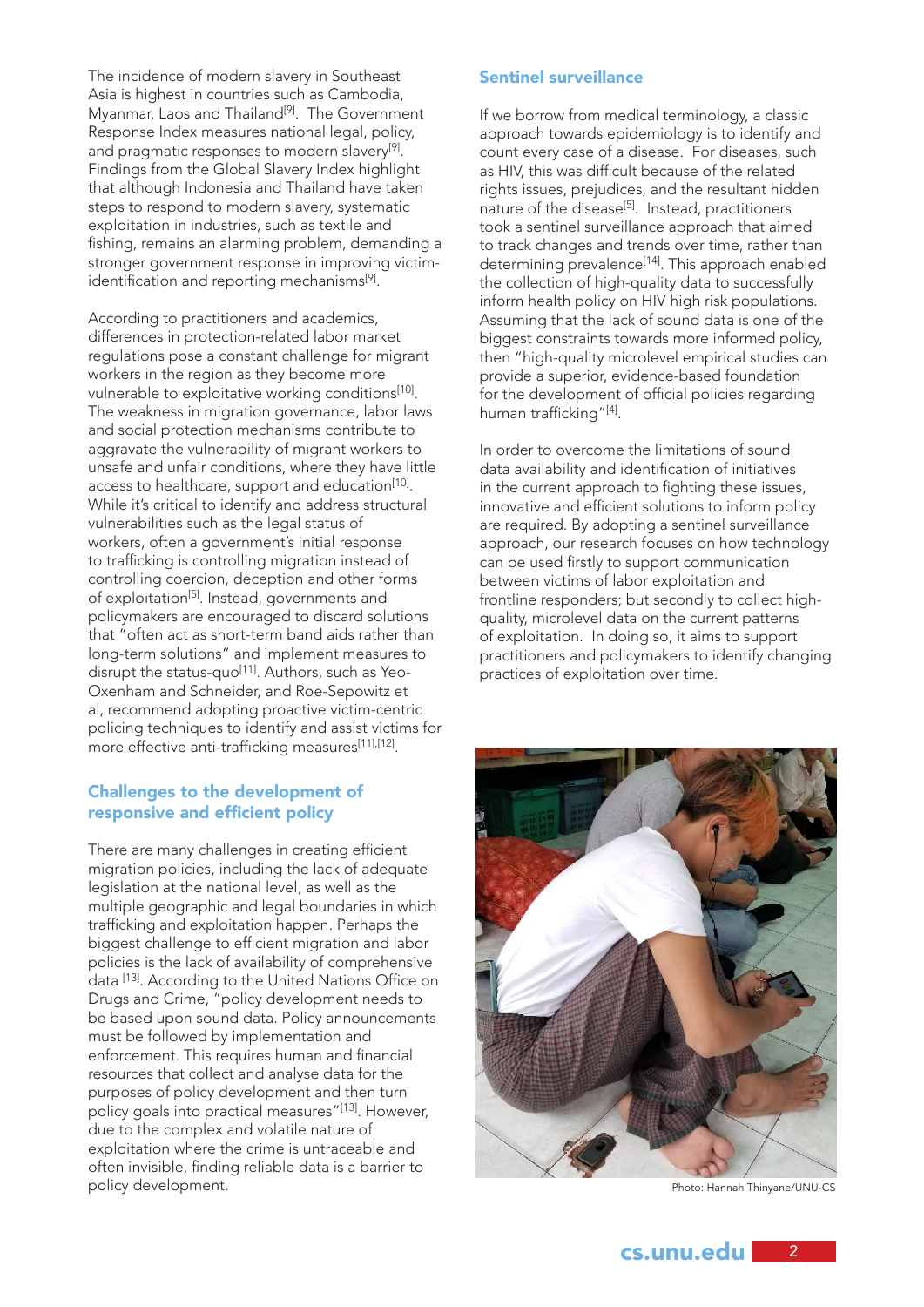The incidence of modern slavery in Southeast Asia is highest in countries such as Cambodia, Myanmar, Laos and Thailand[9]. The Government Response Index measures national legal, policy, and pragmatic responses to modern slavery[9]. Findings from the Global Slavery Index highlight that although Indonesia and Thailand have taken steps to respond to modern slavery, systematic exploitation in industries, such as textile and fishing, remains an alarming problem, demanding a stronger government response in improving victim-identification and reporting mechanisms[9].

According to practitioners and academics, differences in protection-related labor market regulations pose a constant challenge for migrant workers in the region as they become more vulnerable to exploitative working conditions[10]. The weakness in migration governance, labor laws and social protection mechanisms contribute to aggravate the vulnerability of migrant workers to unsafe and unfair conditions, where they have little access to healthcare, support and education[10]. While it's critical to identify and address structural vulnerabilities such as the legal status of workers, often a government's initial response to trafficking is controlling migration instead of controlling coercion, deception and other forms of exploitation[5]. Instead, governments and policymakers are encouraged to discard solutions that "often act as short-term band aids rather than long-term solutions" and implement measures to disrupt the status-quo[11]. Authors, such as Yeo-Oxenham and Schneider, and Roe-Sepowitz et al, recommend adopting proactive victim-centric policing techniques to identify and assist victims for more effective anti-trafficking measures[11],[12].

## Challenges to the development of responsive and efficient policy

There are many challenges in creating efficient migration policies, including the lack of adequate legislation at the national level, as well as the multiple geographic and legal boundaries in which trafficking and exploitation happen. Perhaps the biggest challenge to efficient migration and labor policies is the lack of availability of comprehensive data [13]. According to the United Nations Office on Drugs and Crime, "policy development needs to be based upon sound data. Policy announcements must be followed by implementation and enforcement. This requires human and financial resources that collect and analyse data for the purposes of policy development and then turn policy goals into practical measures"[13]. However, due to the complex and volatile nature of exploitation where the crime is untraceable and often invisible, finding reliable data is a barrier to policy development.

## Sentinel surveillance

If we borrow from medical terminology, a classic approach towards epidemiology is to identify and count every case of a disease. For diseases, such as HIV, this was difficult because of the related rights issues, prejudices, and the resultant hidden nature of the disease[5]. Instead, practitioners took a sentinel surveillance approach that aimed to track changes and trends over time, rather than determining prevalence[14]. This approach enabled the collection of high-quality data to successfully inform health policy on HIV high risk populations. Assuming that the lack of sound data is one of the biggest constraints towards more informed policy, then "high-quality microlevel empirical studies can provide a superior, evidence-based foundation for the development of official policies regarding human trafficking"[4].

In order to overcome the limitations of sound data availability and identification of initiatives in the current approach to fighting these issues, innovative and efficient solutions to inform policy are required. By adopting a sentinel surveillance approach, our research focuses on how technology can be used firstly to support communication between victims of labor exploitation and frontline responders; but secondly to collect high-quality, microlevel data on the current patterns of exploitation. In doing so, it aims to support practitioners and policymakers to identify changing practices of exploitation over time.

Photo: Hannah Thinyane/UNU-CS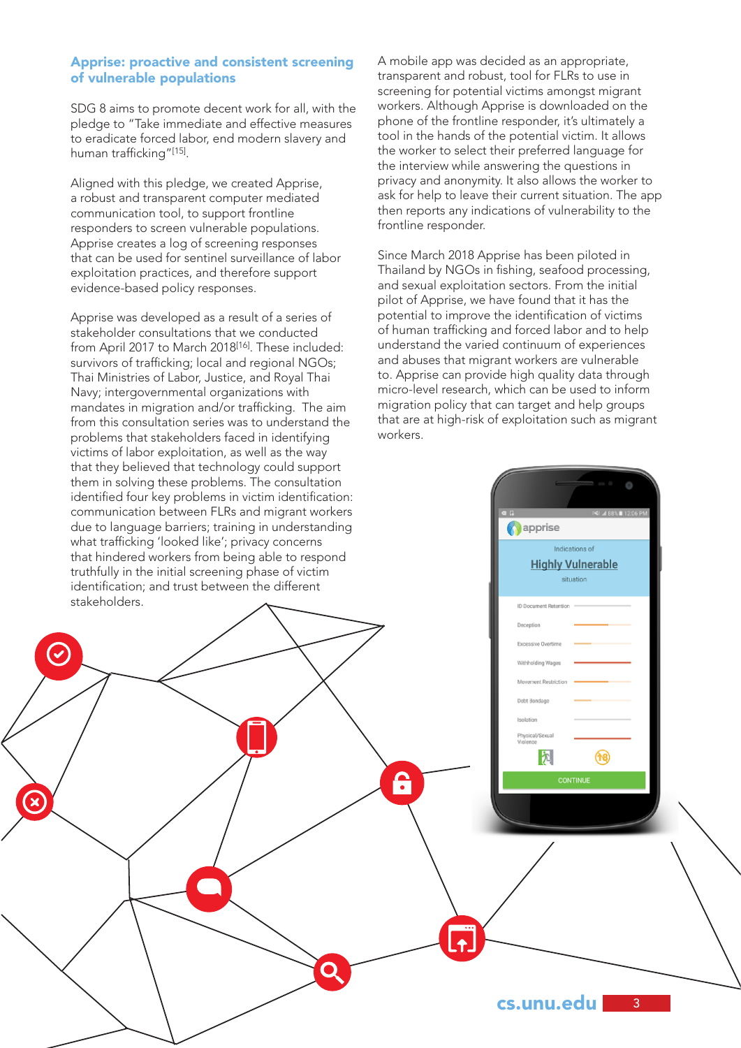## Apprise: proactive and consistent screening of vulnerable populations

SDG 8 aims to promote decent work for all, with the pledge to "Take immediate and effective measures to eradicate forced labor, end modern slavery and human trafficking"[15].

Aligned with this pledge, we created Apprise, a robust and transparent computer mediated communication tool, to support frontline responders to screen vulnerable populations. Apprise creates a log of screening responses that can be used for sentinel surveillance of labor exploitation practices, and therefore support evidence-based policy responses.

Apprise was developed as a result of a series of stakeholder consultations that we conducted from April 2017 to March 2018[16]. These included: survivors of trafficking; local and regional NGOs; Thai Ministries of Labor, Justice, and Royal Thai Navy; intergovernmental organizations with mandates in migration and/or trafficking. The aim from this consultation series was to understand the problems that stakeholders faced in identifying victims of labor exploitation, as well as the way that they believed that technology could support them in solving these problems. The consultation identified four key problems in victim identification: communication between FLRs and migrant workers due to language barriers; training in understanding what trafficking 'looked like'; privacy concerns that hindered workers from being able to respond truthfully in the initial screening phase of victim identification; and trust between the different stakeholders.

A mobile app was decided as an appropriate, transparent and robust, tool for FLRs to use in screening for potential victims amongst migrant workers. Although Apprise is downloaded on the phone of the frontline responder, it's ultimately a tool in the hands of the potential victim. It allows the worker to select their preferred language for the interview while answering the questions in privacy and anonymity. It also allows the worker to ask for help to leave their current situation. The app then reports any indications of vulnerability to the frontline responder.

Since March 2018 Apprise has been piloted in Thailand by NGOs in fishing, seafood processing, and sexual exploitation sectors. From the initial pilot of Apprise, we have found that it has the potential to improve the identification of victims of human trafficking and forced labor and to help understand the varied continuum of experiences and abuses that migrant workers are vulnerable to. Apprise can provide high quality data through micro-level research, which can be used to inform migration policy that can target and help groups that are at high-risk of exploitation such as migrant workers.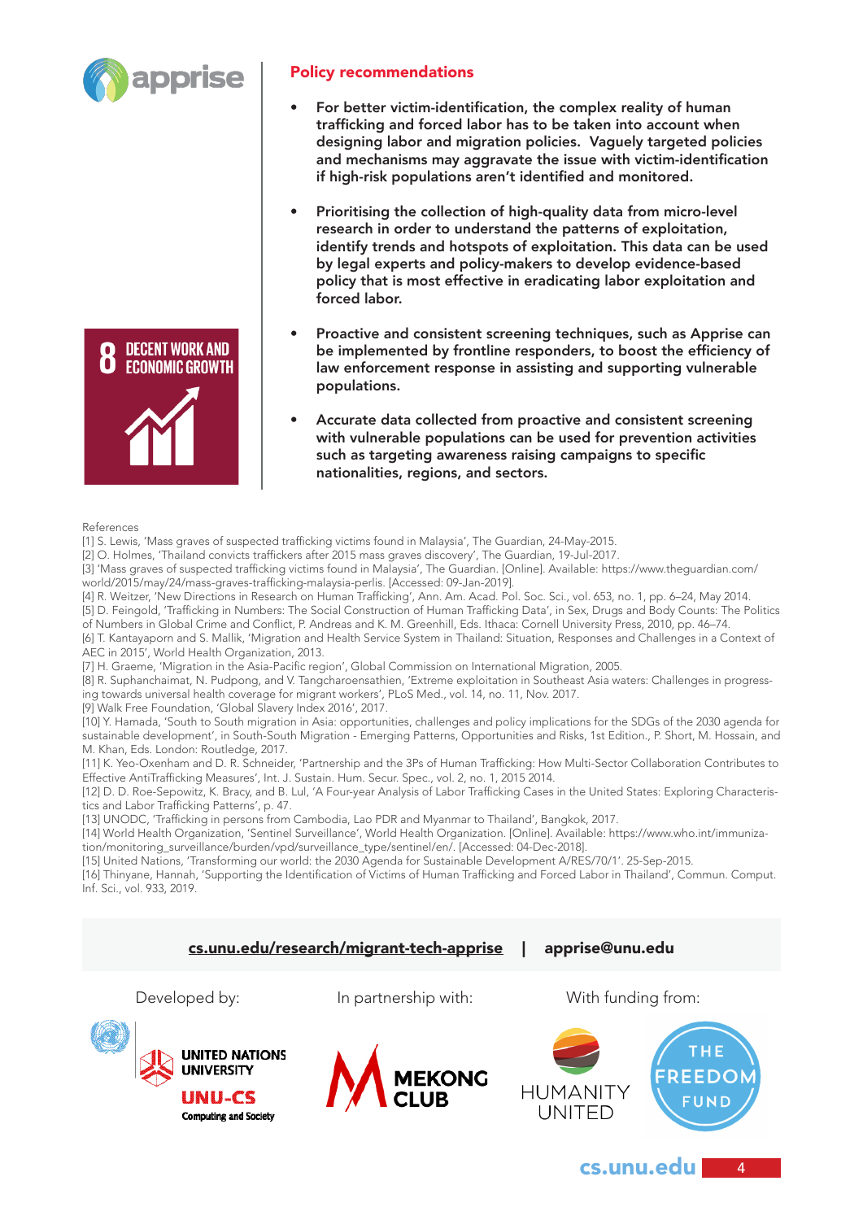## Policy recommendations

- **For better victim-identification, the complex reality of human trafficking and forced labor has to be taken into account when designing labor and migration policies. Vaguely targeted policies and mechanisms may aggravate the issue with victim-identification if high-risk populations aren't identified and monitored.**

- **Prioritising the collection of high-quality data from micro-level research in order to understand the patterns of exploitation, identify trends and hotspots of exploitation. This data can be used by legal experts and policy-makers to develop evidence-based policy that is most effective in eradicating labor exploitation and forced labor.**

- **Proactive and consistent screening techniques, such as Apprise can be implemented by frontline responders, to boost the efficiency of law enforcement response in assisting and supporting vulnerable populations.**

- **Accurate data collected from proactive and consistent screening with vulnerable populations can be used for prevention activities such as targeting awareness raising campaigns to specific nationalities, regions, and sectors.**

8 DECENT WORK AND ECONOMIC GROWTH

References

[1] S. Lewis, 'Mass graves of suspected trafficking victims found in Malaysia', The Guardian, 24-May-2015.
[2] O. Holmes, 'Thailand convicts traffickers after 2015 mass graves discovery', The Guardian, 19-Jul-2017.
[3] 'Mass graves of suspected trafficking victims found in Malaysia', The Guardian. [Online]. Available: https://www.theguardian.com/world/2015/may/24/mass-graves-trafficking-malaysia-perlis. [Accessed: 09-Jan-2019].
[4] R. Weitzer, 'New Directions in Research on Human Trafficking', Ann. Am. Acad. Pol. Soc. Sci., vol. 653, no. 1, pp. 6–24, May 2014.
[5] D. Feingold, 'Trafficking in Numbers: The Social Construction of Human Trafficking Data', in Sex, Drugs and Body Counts: The Politics of Numbers in Global Crime and Conflict, P. Andreas and K. M. Greenhill, Eds. Ithaca: Cornell University Press, 2010, pp. 46–74.
[6] T. Kantayaporn and S. Mallik, 'Migration and Health Service System in Thailand: Situation, Responses and Challenges in a Context of AEC in 2015', World Health Organization, 2013.
[7] H. Graeme, 'Migration in the Asia-Pacific region', Global Commission on International Migration, 2005.
[8] R. Suphanchaimat, N. Pudpong, and V. Tangcharoensathien, 'Extreme exploitation in Southeast Asia waters: Challenges in progressing towards universal health coverage for migrant workers', PLoS Med., vol. 14, no. 11, Nov. 2017.
[9] Walk Free Foundation, 'Global Slavery Index 2016', 2017.
[10] Y. Hamada, 'South to South migration in Asia: opportunities, challenges and policy implications for the SDGs of the 2030 agenda for sustainable development', in South-South Migration - Emerging Patterns, Opportunities and Risks, 1st Edition., P. Short, M. Hossain, and M. Khan, Eds. London: Routledge, 2017.
[11] K. Yeo-Oxenham and D. R. Schneider, 'Partnership and the 3Ps of Human Trafficking: How Multi-Sector Collaboration Contributes to Effective AntiTrafficking Measures', Int. J. Sustain. Hum. Secur. Spec., vol. 2, no. 1, 2015 2014.
[12] D. D. Roe-Sepowitz, K. Bracy, and B. Lul, 'A Four-year Analysis of Labor Trafficking Cases in the United States: Exploring Characteristics and Labor Trafficking Patterns', p. 47.
[13] UNODC, 'Trafficking in persons from Cambodia, Lao PDR and Myanmar to Thailand', Bangkok, 2017.
[14] World Health Organization, 'Sentinel Surveillance', World Health Organization. [Online]. Available: https://www.who.int/immunization/monitoring_surveillance/burden/vpd/surveillance_type/sentinel/en/. [Accessed: 04-Dec-2018].
[15] United Nations, 'Transforming our world: the 2030 Agenda for Sustainable Development A/RES/70/1'. 25-Sep-2015.
[16] Thinyane, Hannah, 'Supporting the Identification of Victims of Human Trafficking and Forced Labor in Thailand', Commun. Comput. Inf. Sci., vol. 933, 2019.

**cs.unu.edu/research/migrant-tech-apprise** | **apprise@unu.edu**

Developed by: UNITED NATIONS UNIVERSITY UNU-CS Computing and Society

In partnership with: MEKONG CLUB

With funding from: HUMANITY UNITED THE FREEDOM FUND

cs.unu.edu